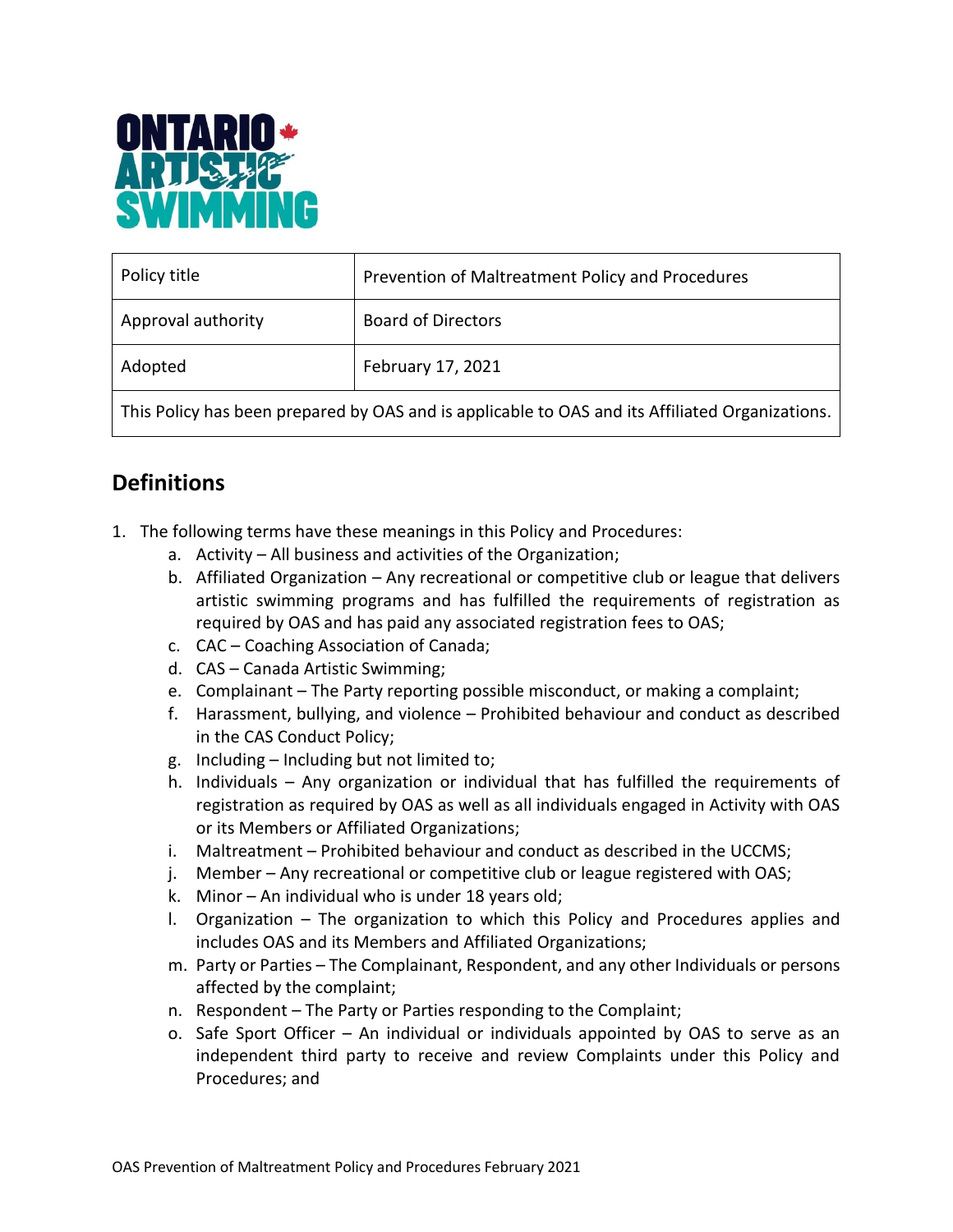| Policy title | Prevention of Maltreatment Policy and Procedures |
|---|---|
| Approval authority | Board of Directors |
| Adopted | February 17, 2021 |
| This Policy has been prepared by OAS and is applicable to OAS and its Affiliated Organizations. | |

## Definitions

1. The following terms have these meanings in this Policy and Procedures:
   a. Activity – All business and activities of the Organization;
   b. Affiliated Organization – Any recreational or competitive club or league that delivers artistic swimming programs and has fulfilled the requirements of registration as required by OAS and has paid any associated registration fees to OAS;
   c. CAC – Coaching Association of Canada;
   d. CAS – Canada Artistic Swimming;
   e. Complainant – The Party reporting possible misconduct, or making a complaint;
   f. Harassment, bullying, and violence – Prohibited behaviour and conduct as described in the CAS Conduct Policy;
   g. Including – Including but not limited to;
   h. Individuals – Any organization or individual that has fulfilled the requirements of registration as required by OAS as well as all individuals engaged in Activity with OAS or its Members or Affiliated Organizations;
   i. Maltreatment – Prohibited behaviour and conduct as described in the UCCMS;
   j. Member – Any recreational or competitive club or league registered with OAS;
   k. Minor – An individual who is under 18 years old;
   l. Organization – The organization to which this Policy and Procedures applies and includes OAS and its Members and Affiliated Organizations;
   m. Party or Parties – The Complainant, Respondent, and any other Individuals or persons affected by the complaint;
   n. Respondent – The Party or Parties responding to the Complaint;
   o. Safe Sport Officer – An individual or individuals appointed by OAS to serve as an independent third party to receive and review Complaints under this Policy and Procedures; and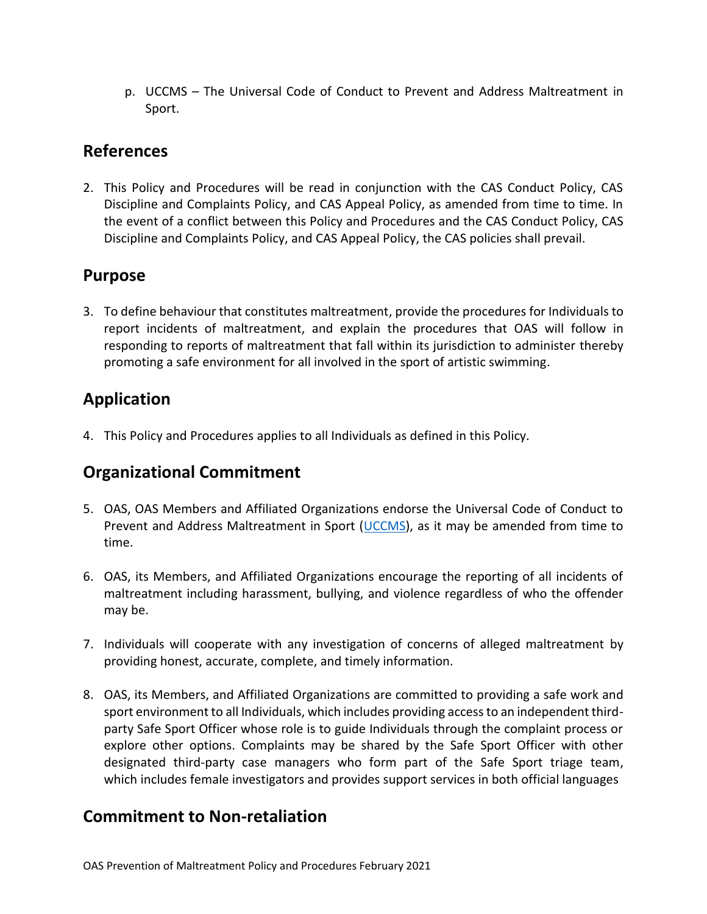p. UCCMS – The Universal Code of Conduct to Prevent and Address Maltreatment in Sport.

## References

2. This Policy and Procedures will be read in conjunction with the CAS Conduct Policy, CAS Discipline and Complaints Policy, and CAS Appeal Policy, as amended from time to time. In the event of a conflict between this Policy and Procedures and the CAS Conduct Policy, CAS Discipline and Complaints Policy, and CAS Appeal Policy, the CAS policies shall prevail.

## Purpose

3. To define behaviour that constitutes maltreatment, provide the procedures for Individuals to report incidents of maltreatment, and explain the procedures that OAS will follow in responding to reports of maltreatment that fall within its jurisdiction to administer thereby promoting a safe environment for all involved in the sport of artistic swimming.

## Application

4. This Policy and Procedures applies to all Individuals as defined in this Policy.

## Organizational Commitment

5. OAS, OAS Members and Affiliated Organizations endorse the Universal Code of Conduct to Prevent and Address Maltreatment in Sport (UCCMS), as it may be amended from time to time.

6. OAS, its Members, and Affiliated Organizations encourage the reporting of all incidents of maltreatment including harassment, bullying, and violence regardless of who the offender may be.

7. Individuals will cooperate with any investigation of concerns of alleged maltreatment by providing honest, accurate, complete, and timely information.

8. OAS, its Members, and Affiliated Organizations are committed to providing a safe work and sport environment to all Individuals, which includes providing access to an independent third-party Safe Sport Officer whose role is to guide Individuals through the complaint process or explore other options. Complaints may be shared by the Safe Sport Officer with other designated third-party case managers who form part of the Safe Sport triage team, which includes female investigators and provides support services in both official languages

## Commitment to Non-retaliation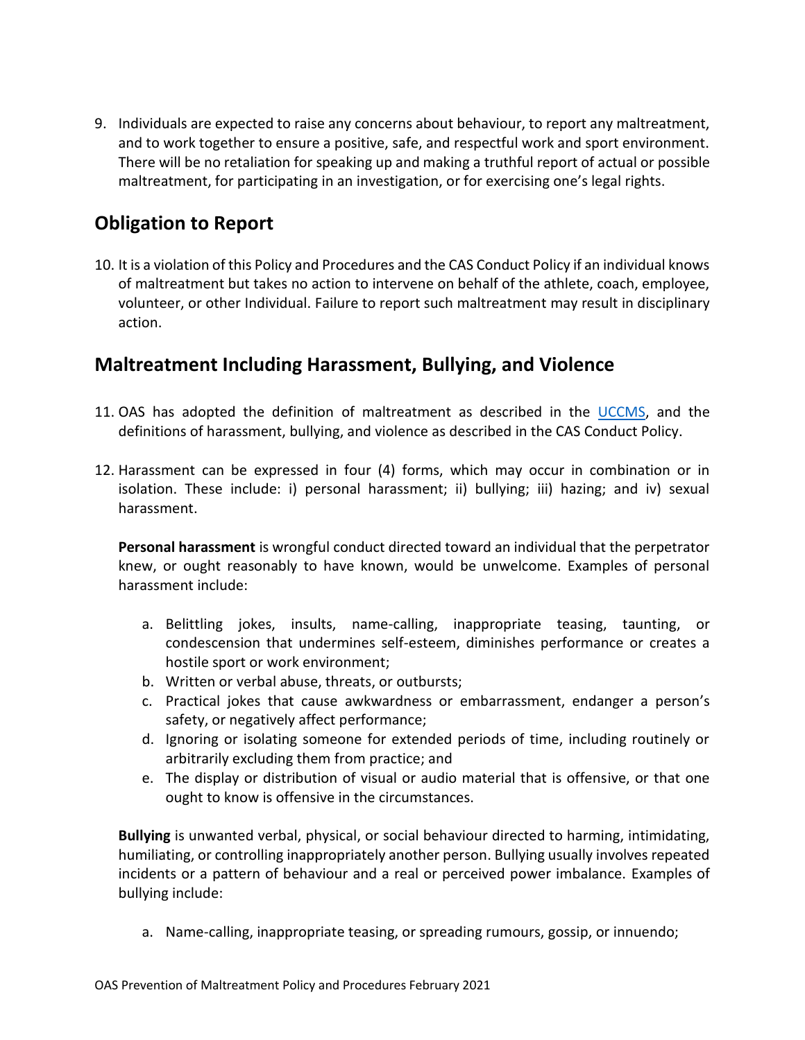9. Individuals are expected to raise any concerns about behaviour, to report any maltreatment, and to work together to ensure a positive, safe, and respectful work and sport environment. There will be no retaliation for speaking up and making a truthful report of actual or possible maltreatment, for participating in an investigation, or for exercising one's legal rights.

## Obligation to Report

10. It is a violation of this Policy and Procedures and the CAS Conduct Policy if an individual knows of maltreatment but takes no action to intervene on behalf of the athlete, coach, employee, volunteer, or other Individual. Failure to report such maltreatment may result in disciplinary action.

## Maltreatment Including Harassment, Bullying, and Violence

11. OAS has adopted the definition of maltreatment as described in the UCCMS, and the definitions of harassment, bullying, and violence as described in the CAS Conduct Policy.

12. Harassment can be expressed in four (4) forms, which may occur in combination or in isolation. These include: i) personal harassment; ii) bullying; iii) hazing; and iv) sexual harassment.

    **Personal harassment** is wrongful conduct directed toward an individual that the perpetrator knew, or ought reasonably to have known, would be unwelcome. Examples of personal harassment include:

    a. Belittling jokes, insults, name-calling, inappropriate teasing, taunting, or condescension that undermines self-esteem, diminishes performance or creates a hostile sport or work environment;
    b. Written or verbal abuse, threats, or outbursts;
    c. Practical jokes that cause awkwardness or embarrassment, endanger a person's safety, or negatively affect performance;
    d. Ignoring or isolating someone for extended periods of time, including routinely or arbitrarily excluding them from practice; and
    e. The display or distribution of visual or audio material that is offensive, or that one ought to know is offensive in the circumstances.

    **Bullying** is unwanted verbal, physical, or social behaviour directed to harming, intimidating, humiliating, or controlling inappropriately another person. Bullying usually involves repeated incidents or a pattern of behaviour and a real or perceived power imbalance. Examples of bullying include:

    a. Name-calling, inappropriate teasing, or spreading rumours, gossip, or innuendo;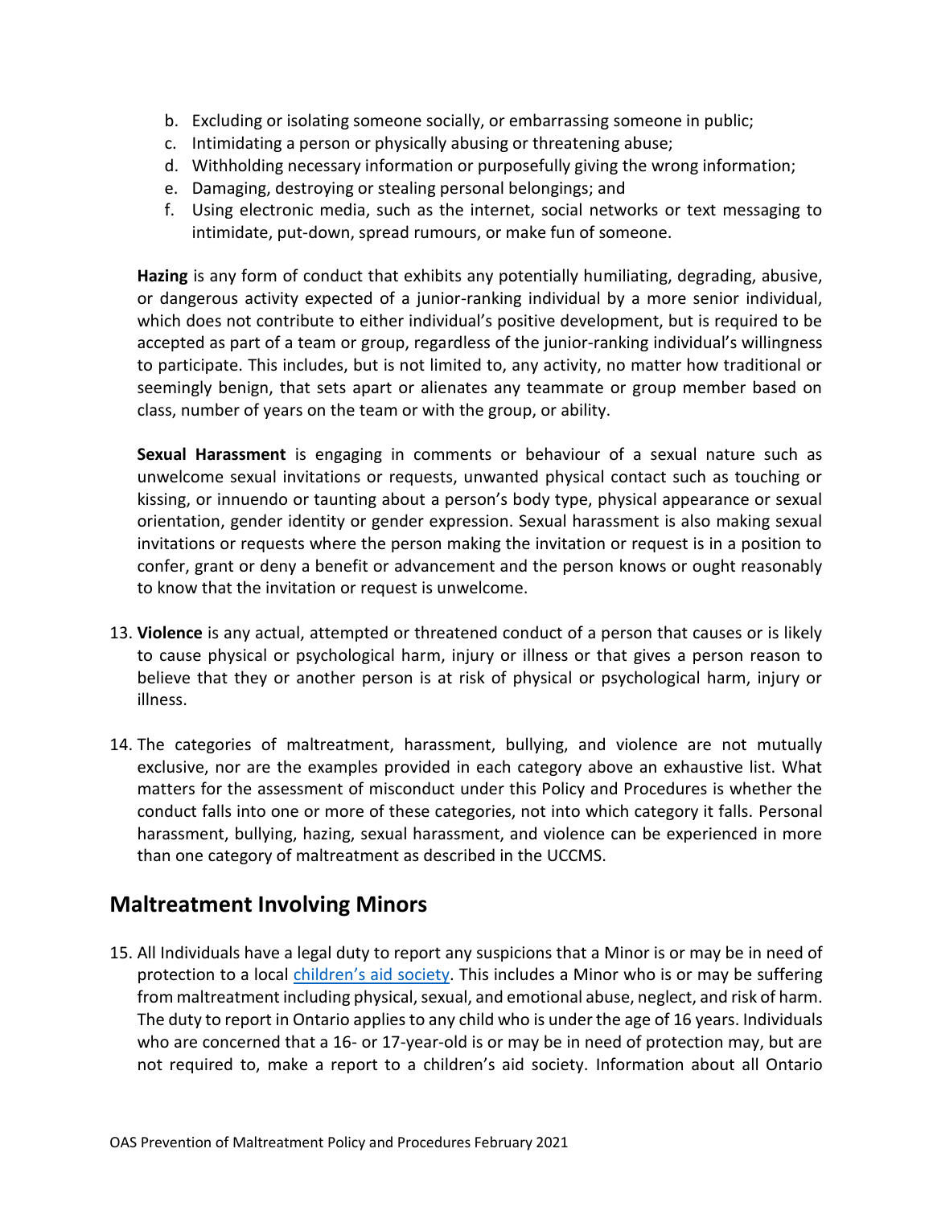b. Excluding or isolating someone socially, or embarrassing someone in public;
c. Intimidating a person or physically abusing or threatening abuse;
d. Withholding necessary information or purposefully giving the wrong information;
e. Damaging, destroying or stealing personal belongings; and
f. Using electronic media, such as the internet, social networks or text messaging to intimidate, put-down, spread rumours, or make fun of someone.

**Hazing** is any form of conduct that exhibits any potentially humiliating, degrading, abusive, or dangerous activity expected of a junior-ranking individual by a more senior individual, which does not contribute to either individual's positive development, but is required to be accepted as part of a team or group, regardless of the junior-ranking individual's willingness to participate. This includes, but is not limited to, any activity, no matter how traditional or seemingly benign, that sets apart or alienates any teammate or group member based on class, number of years on the team or with the group, or ability.

**Sexual Harassment** is engaging in comments or behaviour of a sexual nature such as unwelcome sexual invitations or requests, unwanted physical contact such as touching or kissing, or innuendo or taunting about a person's body type, physical appearance or sexual orientation, gender identity or gender expression. Sexual harassment is also making sexual invitations or requests where the person making the invitation or request is in a position to confer, grant or deny a benefit or advancement and the person knows or ought reasonably to know that the invitation or request is unwelcome.

13. **Violence** is any actual, attempted or threatened conduct of a person that causes or is likely to cause physical or psychological harm, injury or illness or that gives a person reason to believe that they or another person is at risk of physical or psychological harm, injury or illness.

14. The categories of maltreatment, harassment, bullying, and violence are not mutually exclusive, nor are the examples provided in each category above an exhaustive list. What matters for the assessment of misconduct under this Policy and Procedures is whether the conduct falls into one or more of these categories, not into which category it falls. Personal harassment, bullying, hazing, sexual harassment, and violence can be experienced in more than one category of maltreatment as described in the UCCMS.

## Maltreatment Involving Minors

15. All Individuals have a legal duty to report any suspicions that a Minor is or may be in need of protection to a local children's aid society. This includes a Minor who is or may be suffering from maltreatment including physical, sexual, and emotional abuse, neglect, and risk of harm. The duty to report in Ontario applies to any child who is under the age of 16 years. Individuals who are concerned that a 16- or 17-year-old is or may be in need of protection may, but are not required to, make a report to a children's aid society. Information about all Ontario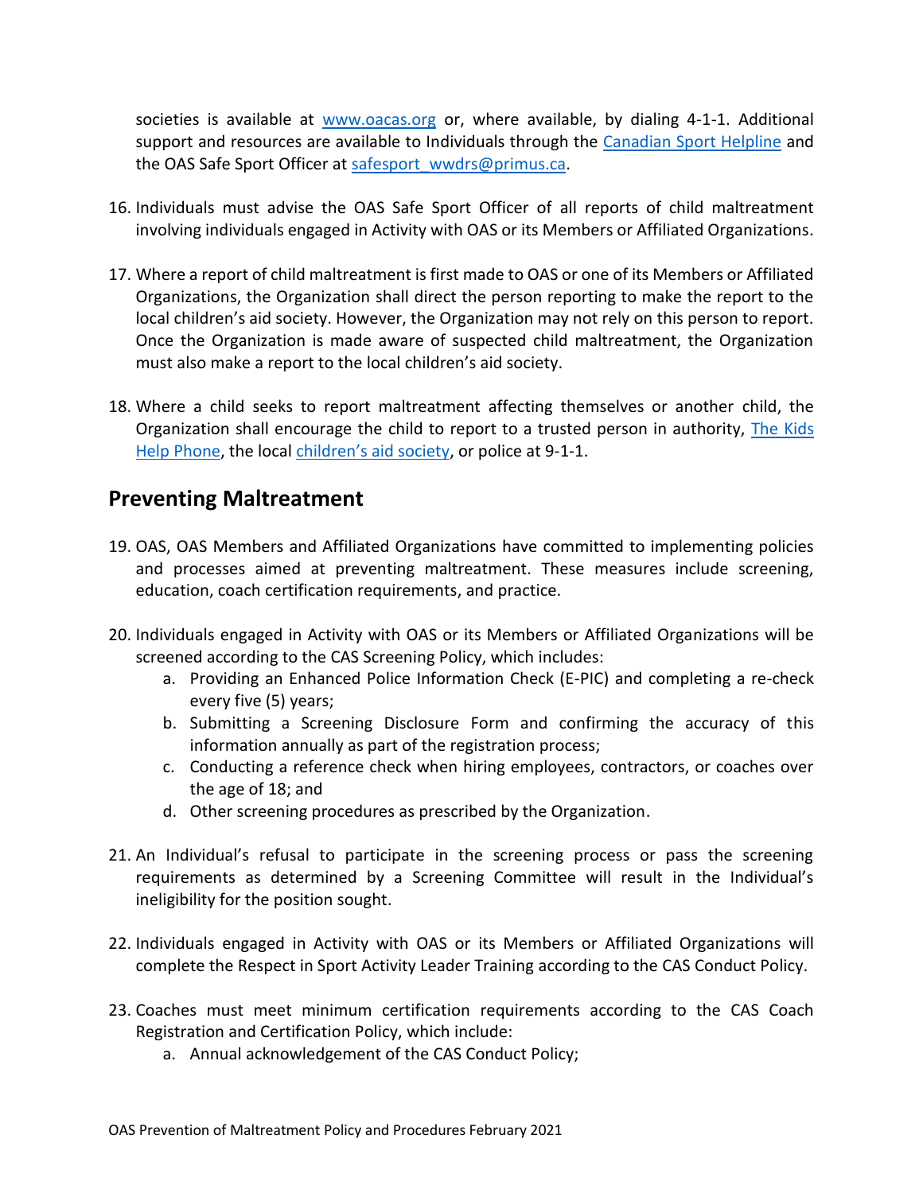societies is available at [www.oacas.org](www.oacas.org) or, where available, by dialing 4-1-1. Additional support and resources are available to Individuals through the [Canadian Sport Helpline](Canadian Sport Helpline) and the OAS Safe Sport Officer at [safesport_wwdrs@primus.ca](mailto:safesport_wwdrs@primus.ca).

16. Individuals must advise the OAS Safe Sport Officer of all reports of child maltreatment involving individuals engaged in Activity with OAS or its Members or Affiliated Organizations.

17. Where a report of child maltreatment is first made to OAS or one of its Members or Affiliated Organizations, the Organization shall direct the person reporting to make the report to the local children's aid society. However, the Organization may not rely on this person to report. Once the Organization is made aware of suspected child maltreatment, the Organization must also make a report to the local children's aid society.

18. Where a child seeks to report maltreatment affecting themselves or another child, the Organization shall encourage the child to report to a trusted person in authority, The Kids Help Phone, the local children's aid society, or police at 9-1-1.

## Preventing Maltreatment

19. OAS, OAS Members and Affiliated Organizations have committed to implementing policies and processes aimed at preventing maltreatment. These measures include screening, education, coach certification requirements, and practice.

20. Individuals engaged in Activity with OAS or its Members or Affiliated Organizations will be screened according to the CAS Screening Policy, which includes:
    a. Providing an Enhanced Police Information Check (E-PIC) and completing a re-check every five (5) years;
    b. Submitting a Screening Disclosure Form and confirming the accuracy of this information annually as part of the registration process;
    c. Conducting a reference check when hiring employees, contractors, or coaches over the age of 18; and
    d. Other screening procedures as prescribed by the Organization.

21. An Individual's refusal to participate in the screening process or pass the screening requirements as determined by a Screening Committee will result in the Individual's ineligibility for the position sought.

22. Individuals engaged in Activity with OAS or its Members or Affiliated Organizations will complete the Respect in Sport Activity Leader Training according to the CAS Conduct Policy.

23. Coaches must meet minimum certification requirements according to the CAS Coach Registration and Certification Policy, which include:
    a. Annual acknowledgement of the CAS Conduct Policy;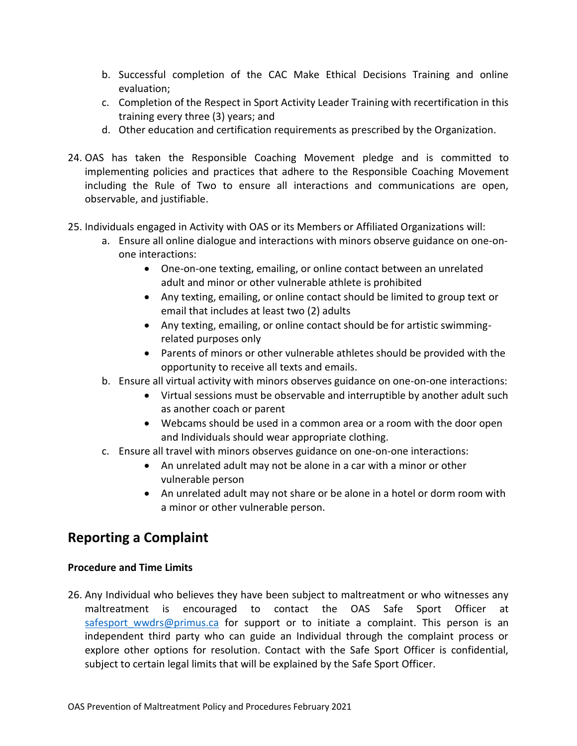b. Successful completion of the CAC Make Ethical Decisions Training and online evaluation;
c. Completion of the Respect in Sport Activity Leader Training with recertification in this training every three (3) years; and
d. Other education and certification requirements as prescribed by the Organization.

24. OAS has taken the Responsible Coaching Movement pledge and is committed to implementing policies and practices that adhere to the Responsible Coaching Movement including the Rule of Two to ensure all interactions and communications are open, observable, and justifiable.

25. Individuals engaged in Activity with OAS or its Members or Affiliated Organizations will:
    a. Ensure all online dialogue and interactions with minors observe guidance on one-on-one interactions:
        - One-on-one texting, emailing, or online contact between an unrelated adult and minor or other vulnerable athlete is prohibited
        - Any texting, emailing, or online contact should be limited to group text or email that includes at least two (2) adults
        - Any texting, emailing, or online contact should be for artistic swimming-related purposes only
        - Parents of minors or other vulnerable athletes should be provided with the opportunity to receive all texts and emails.
    b. Ensure all virtual activity with minors observes guidance on one-on-one interactions:
        - Virtual sessions must be observable and interruptible by another adult such as another coach or parent
        - Webcams should be used in a common area or a room with the door open and Individuals should wear appropriate clothing.
    c. Ensure all travel with minors observes guidance on one-on-one interactions:
        - An unrelated adult may not be alone in a car with a minor or other vulnerable person
        - An unrelated adult may not share or be alone in a hotel or dorm room with a minor or other vulnerable person.

## Reporting a Complaint

### Procedure and Time Limits

26. Any Individual who believes they have been subject to maltreatment or who witnesses any maltreatment is encouraged to contact the OAS Safe Sport Officer at safesport_wwdrs@primus.ca for support or to initiate a complaint. This person is an independent third party who can guide an Individual through the complaint process or explore other options for resolution. Contact with the Safe Sport Officer is confidential, subject to certain legal limits that will be explained by the Safe Sport Officer.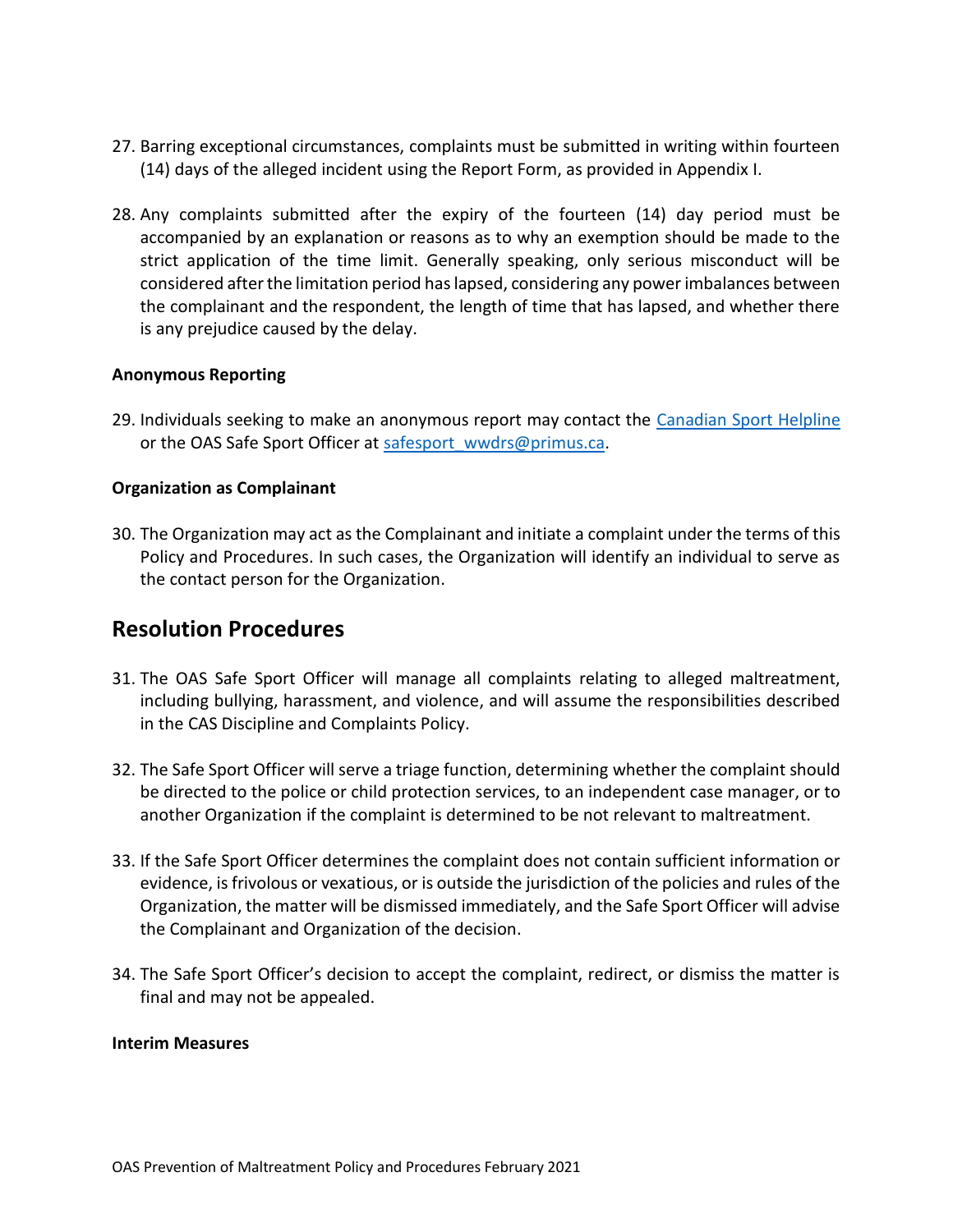27. Barring exceptional circumstances, complaints must be submitted in writing within fourteen (14) days of the alleged incident using the Report Form, as provided in Appendix I.

28. Any complaints submitted after the expiry of the fourteen (14) day period must be accompanied by an explanation or reasons as to why an exemption should be made to the strict application of the time limit. Generally speaking, only serious misconduct will be considered after the limitation period has lapsed, considering any power imbalances between the complainant and the respondent, the length of time that has lapsed, and whether there is any prejudice caused by the delay.

**Anonymous Reporting**

29. Individuals seeking to make an anonymous report may contact the [Canadian Sport Helpline](#) or the OAS Safe Sport Officer at [safesport_wwdrs@primus.ca](mailto:safesport_wwdrs@primus.ca).

**Organization as Complainant**

30. The Organization may act as the Complainant and initiate a complaint under the terms of this Policy and Procedures. In such cases, the Organization will identify an individual to serve as the contact person for the Organization.

## Resolution Procedures

31. The OAS Safe Sport Officer will manage all complaints relating to alleged maltreatment, including bullying, harassment, and violence, and will assume the responsibilities described in the CAS Discipline and Complaints Policy.

32. The Safe Sport Officer will serve a triage function, determining whether the complaint should be directed to the police or child protection services, to an independent case manager, or to another Organization if the complaint is determined to be not relevant to maltreatment.

33. If the Safe Sport Officer determines the complaint does not contain sufficient information or evidence, is frivolous or vexatious, or is outside the jurisdiction of the policies and rules of the Organization, the matter will be dismissed immediately, and the Safe Sport Officer will advise the Complainant and Organization of the decision.

34. The Safe Sport Officer's decision to accept the complaint, redirect, or dismiss the matter is final and may not be appealed.

**Interim Measures**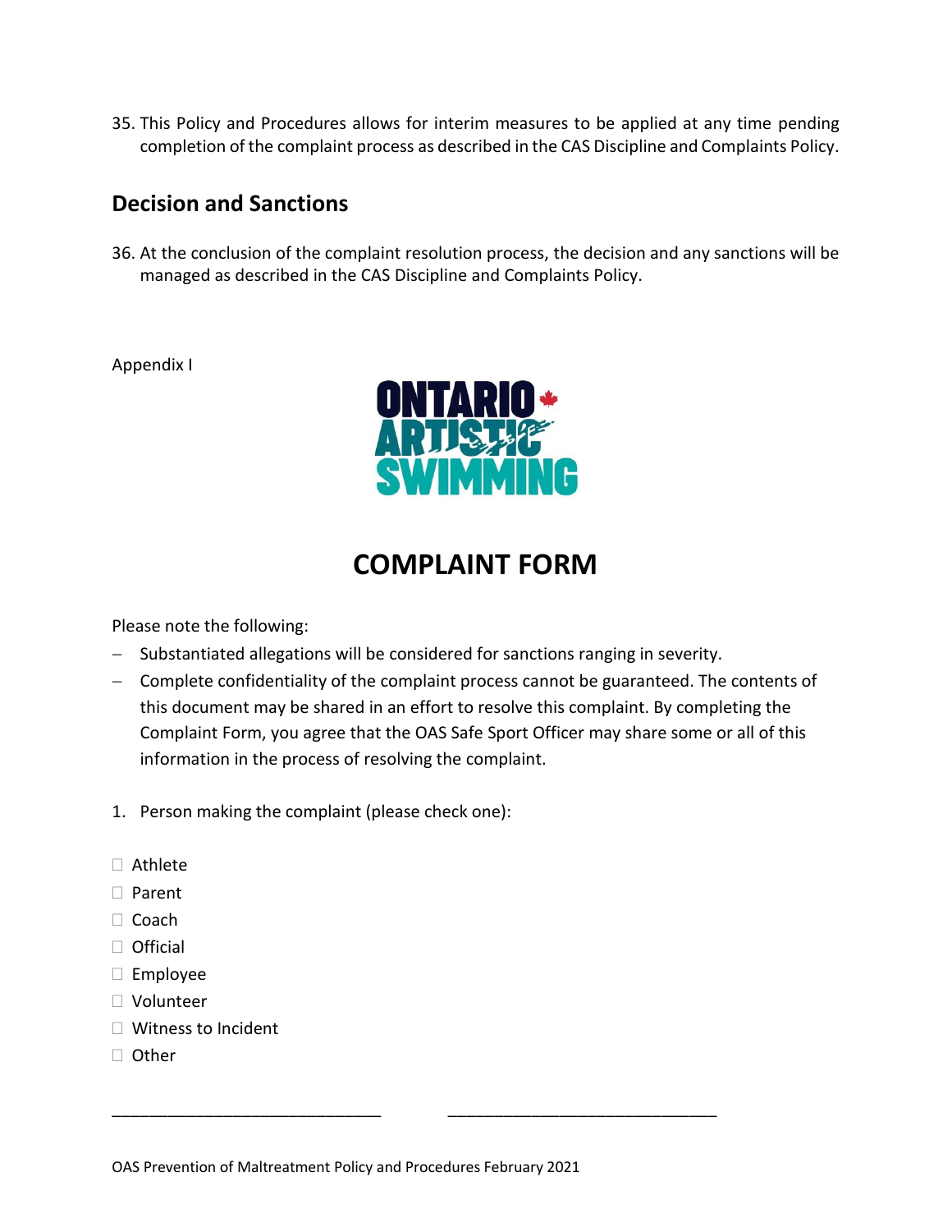35. This Policy and Procedures allows for interim measures to be applied at any time pending completion of the complaint process as described in the CAS Discipline and Complaints Policy.

## Decision and Sanctions

36. At the conclusion of the complaint resolution process, the decision and any sanctions will be managed as described in the CAS Discipline and Complaints Policy.

Appendix I

ONTARIO ARTISTIC SWIMMING

# COMPLAINT FORM

Please note the following:

- Substantiated allegations will be considered for sanctions ranging in severity.
- Complete confidentiality of the complaint process cannot be guaranteed. The contents of this document may be shared in an effort to resolve this complaint. By completing the Complaint Form, you agree that the OAS Safe Sport Officer may share some or all of this information in the process of resolving the complaint.

1. Person making the complaint (please check one):

☐ Athlete
☐ Parent
☐ Coach
☐ Official
☐ Employee
☐ Volunteer
☐ Witness to Incident
☐ Other

______________________________ ______________________________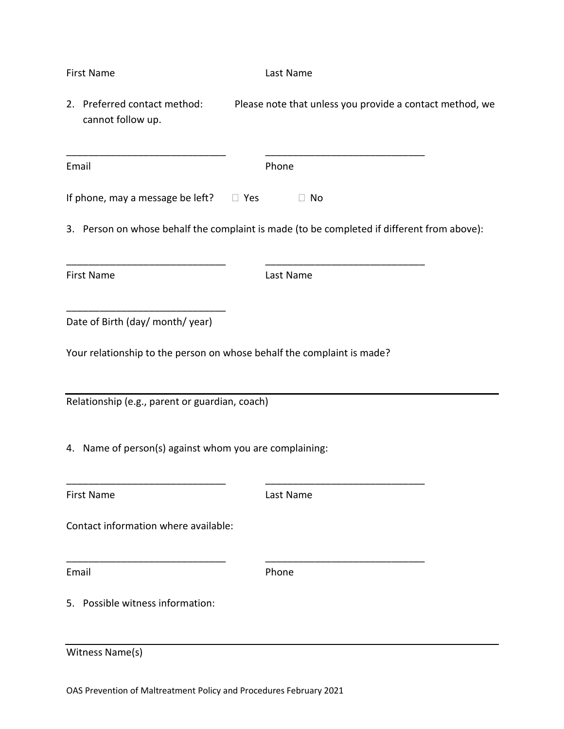First Name Last Name

2. Preferred contact method: Please note that unless you provide a contact method, we cannot follow up.

_____________________________ _____________________________

Email Phone

If phone, may a message be left? ☐ Yes ☐ No

3. Person on whose behalf the complaint is made (to be completed if different from above):

_____________________________ _____________________________

First Name Last Name

_____________________________

Date of Birth (day/ month/ year)

Your relationship to the person on whose behalf the complaint is made?

_____________________________________________________________

Relationship (e.g., parent or guardian, coach)

4. Name of person(s) against whom you are complaining:

_____________________________ _____________________________

First Name Last Name

Contact information where available:

_____________________________ _____________________________

Email Phone

5. Possible witness information:

_____________________________________________________________

Witness Name(s)

OAS Prevention of Maltreatment Policy and Procedures February 2021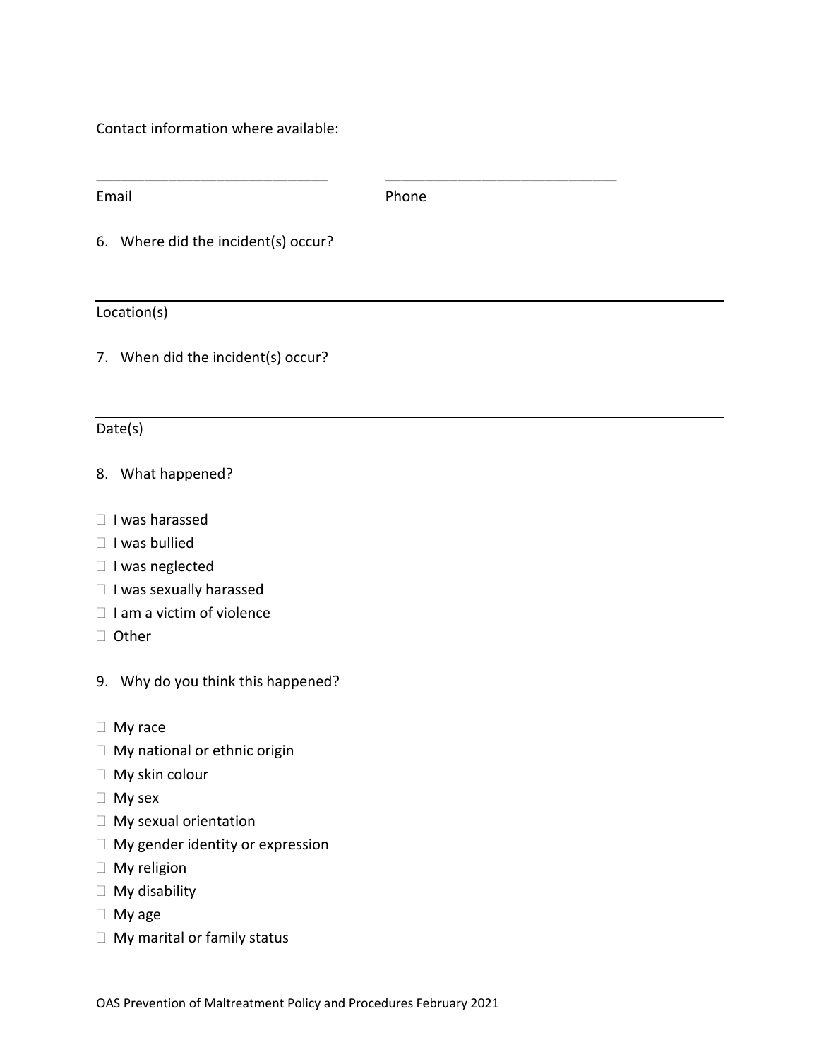Contact information where available:

_____________________________ _____________________________

Email Phone

6. Where did the incident(s) occur?

_____________________________________________________________________________

Location(s)

7. When did the incident(s) occur?

_____________________________________________________________________________

Date(s)

8. What happened?

- ☐ I was harassed
- ☐ I was bullied
- ☐ I was neglected
- ☐ I was sexually harassed
- ☐ I am a victim of violence
- ☐ Other

9. Why do you think this happened?

- ☐ My race
- ☐ My national or ethnic origin
- ☐ My skin colour
- ☐ My sex
- ☐ My sexual orientation
- ☐ My gender identity or expression
- ☐ My religion
- ☐ My disability
- ☐ My age
- ☐ My marital or family status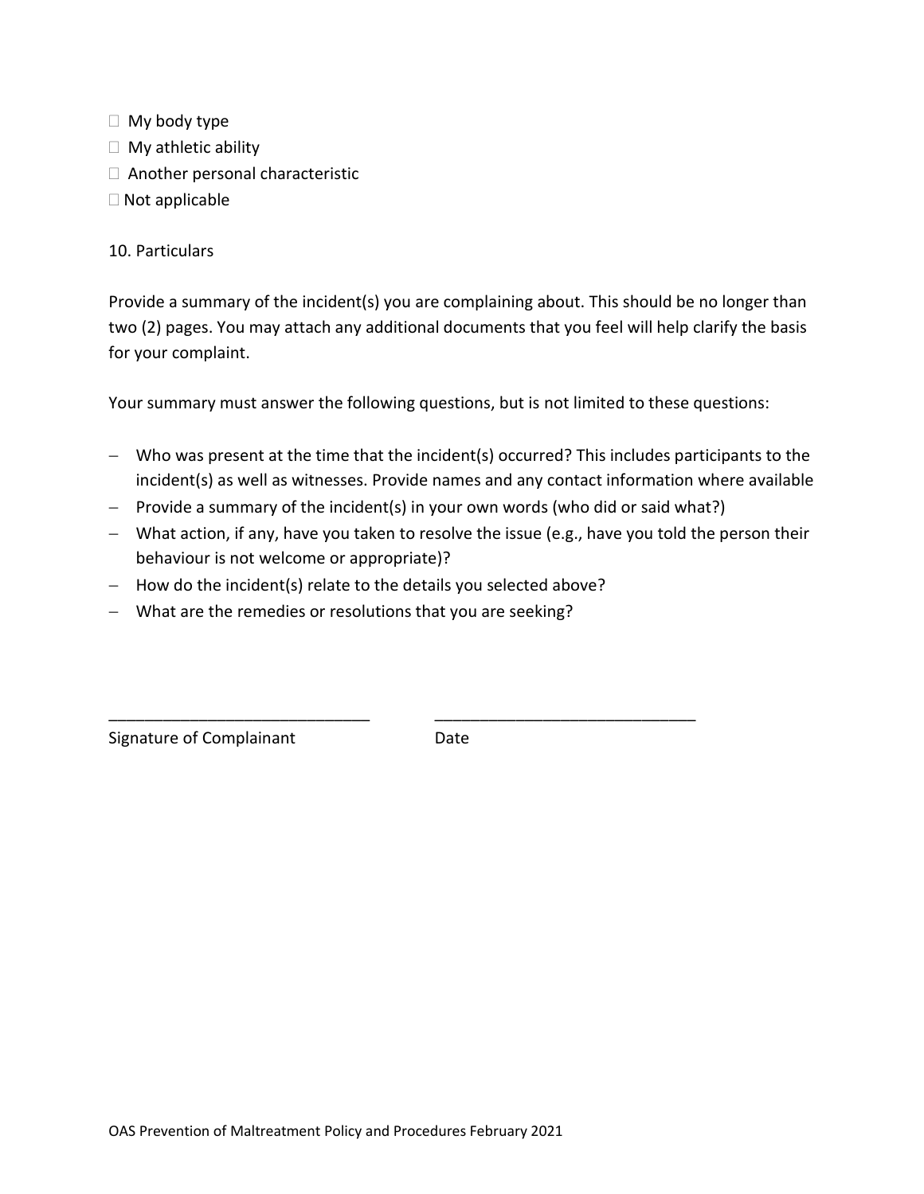- ☐ My body type
- ☐ My athletic ability
- ☐ Another personal characteristic
- ☐ Not applicable

10. Particulars

Provide a summary of the incident(s) you are complaining about. This should be no longer than two (2) pages. You may attach any additional documents that you feel will help clarify the basis for your complaint.

Your summary must answer the following questions, but is not limited to these questions:

- Who was present at the time that the incident(s) occurred? This includes participants to the incident(s) as well as witnesses. Provide names and any contact information where available
- Provide a summary of the incident(s) in your own words (who did or said what?)
- What action, if any, have you taken to resolve the issue (e.g., have you told the person their behaviour is not welcome or appropriate)?
- How do the incident(s) relate to the details you selected above?
- What are the remedies or resolutions that you are seeking?

_____________________________ _____________________________

Signature of Complainant Date